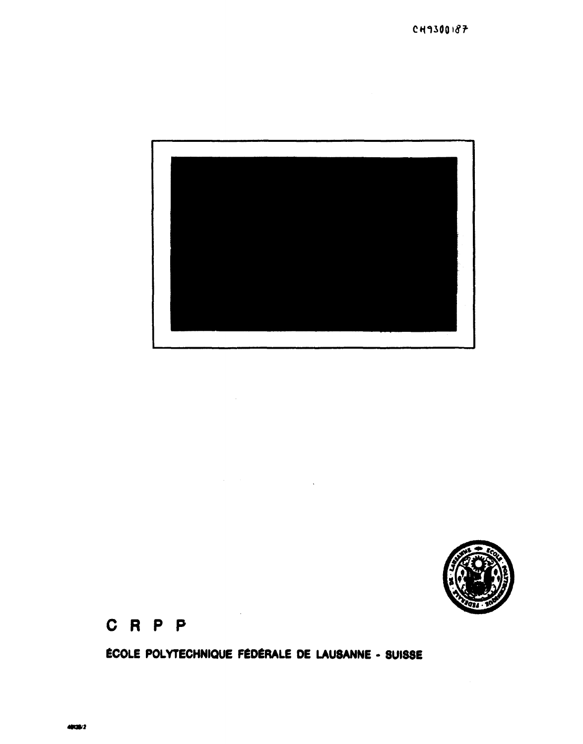CH9300187

# C R P P

**ÉCOLE POLYTECHNIQUE FÉDÉRALE DE LAUSANNE - SUISSE**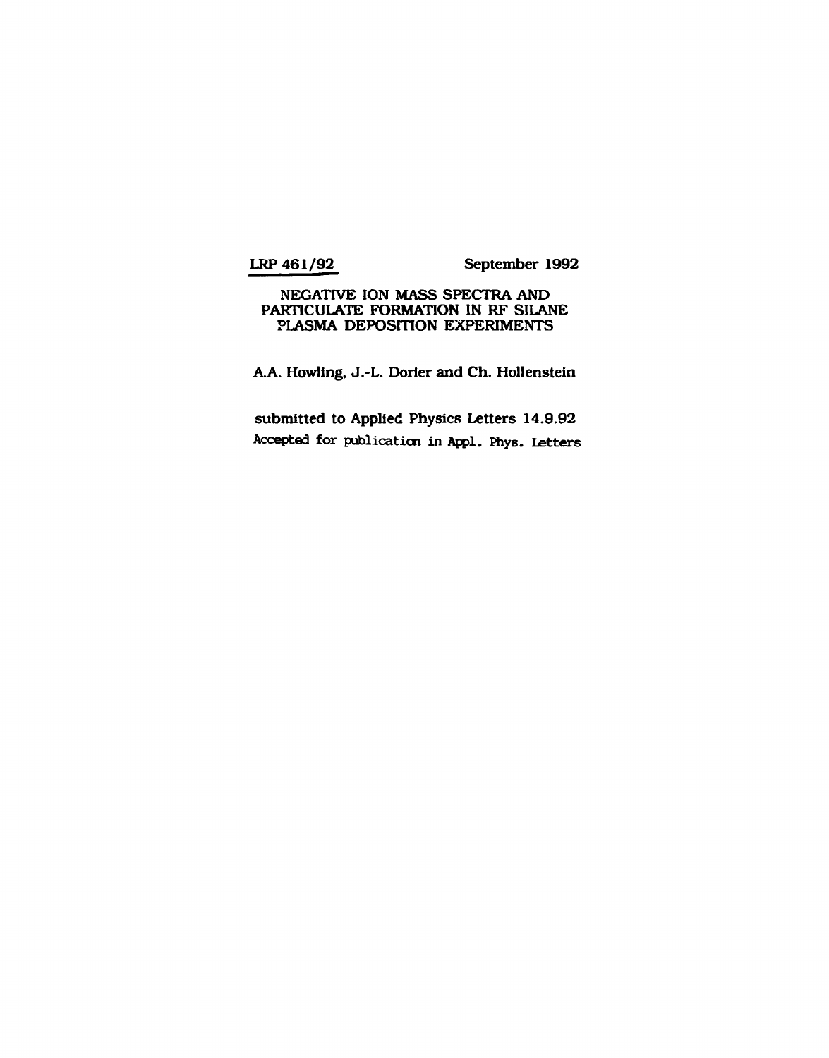**LRP 461/92** September 1992

# NEGATIVE ION MASS SPECTRA AND PARTICULATE FORMATION IN RF SILANE PLASMA DEPOSITION EXPERIMENTS

A.A. Howling, J.-L. Dorier and Ch. Hollenstein

submitted to Applied Physics Letters 14.9.92

Accepted for publication in Appl. Phys. Letters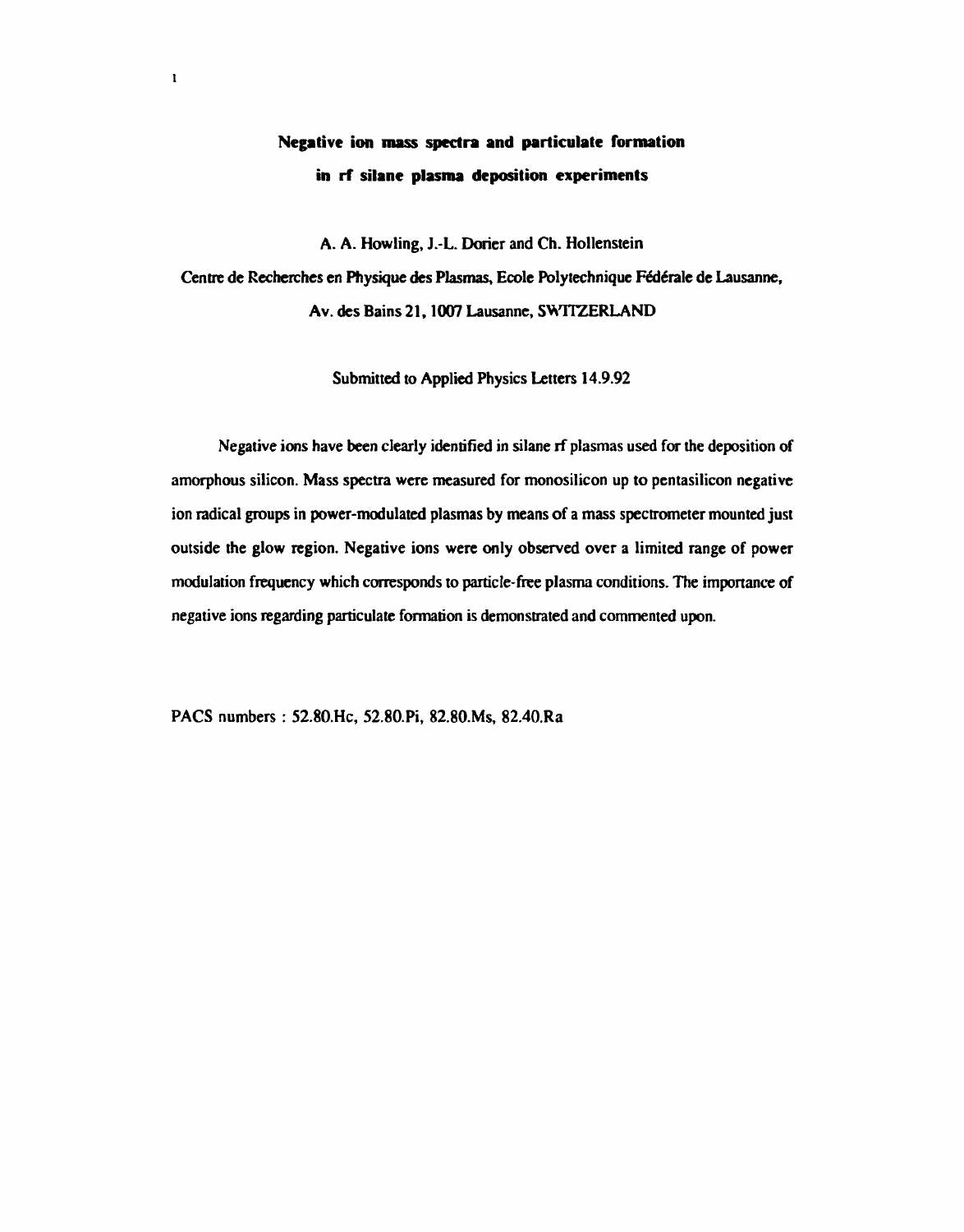# Negative ion mass spectra and particulate formation in rf silane plasma deposition experiments

A. A. Howling, J.-L. Dorier and Ch. Hollenstein

Centre de Recherches en Physique des Plasmas, Ecole Polytechnique Fédérale de Lausanne, Av. des Bains 21, 1007 Lausanne, SWITZERLAND

Submitted to Applied Physics Letters 14.9.92

Negative ions have been clearly identified in silane rf plasmas used for the deposition of amorphous silicon. Mass spectra were measured for monosilicon up to pentasilicon negative ion radical groups in power-modulated plasmas by means of a mass spectrometer mounted just outside the glow region. Negative ions were only observed over a limited range of power modulation frequency which corresponds to particle-free plasma conditions. The importance of negative ions regarding particulate formation is demonstrated and commented upon.

PACS numbers : 52.80.Hc, 52.80.Pi, 82.80.Ms, 82.40.Ra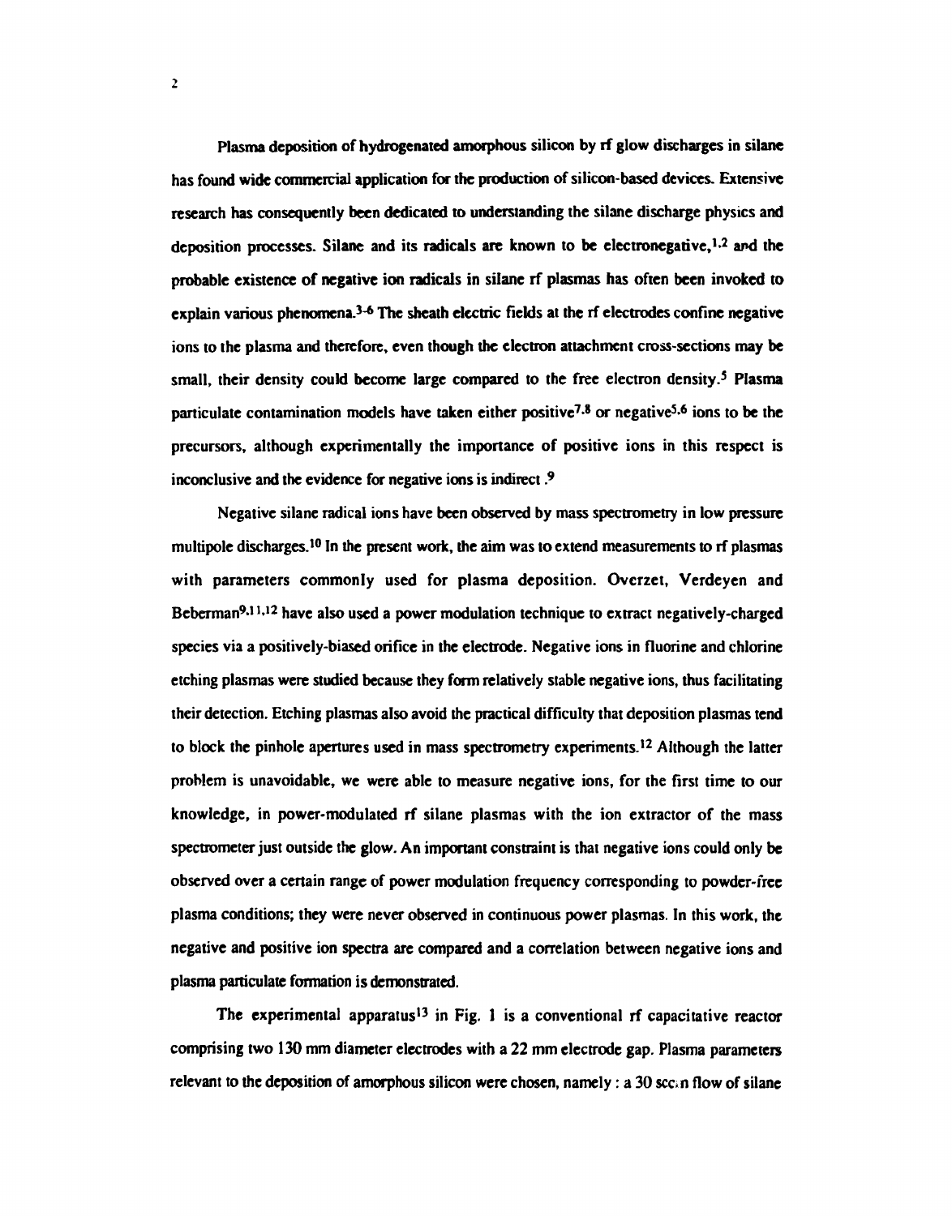Plasma deposition of hydrogenated amorphous silicon by rf glow discharges in silane has found wide commercial application for the production of silicon-based devices. Extensive research has consequently been dedicated to understanding the silane discharge physics and deposition processes. Silane and its radicals are known to be electronegative,[1,2] and the probable existence of negative ion radicals in silane rf plasmas has often been invoked to explain various phenomena.[3-6] The sheath electric fields at the rf electrodes confine negative ions to the plasma and therefore, even though the electron attachment cross-sections may be small, their density could become large compared to the free electron density.[5] Plasma particulate contamination models have taken either positive[7,8] or negative[5,6] ions to be the precursors, although experimentally the importance of positive ions in this respect is inconclusive and the evidence for negative ions is indirect.[9]

Negative silane radical ions have been observed by mass spectrometry in low pressure multipole discharges.[10] In the present work, the aim was to extend measurements to rf plasmas with parameters commonly used for plasma deposition. Overzet, Verdeyen and Beberman[9,11,12] have also used a power modulation technique to extract negatively-charged species via a positively-biased orifice in the electrode. Negative ions in fluorine and chlorine etching plasmas were studied because they form relatively stable negative ions, thus facilitating their detection. Etching plasmas also avoid the practical difficulty that deposition plasmas tend to block the pinhole apertures used in mass spectrometry experiments.[12] Although the latter problem is unavoidable, we were able to measure negative ions, for the first time to our knowledge, in power-modulated rf silane plasmas with the ion extractor of the mass spectrometer just outside the glow. An important constraint is that negative ions could only be observed over a certain range of power modulation frequency corresponding to powder-free plasma conditions; they were never observed in continuous power plasmas. In this work, the negative and positive ion spectra are compared and a correlation between negative ions and plasma particulate formation is demonstrated.

The experimental apparatus[13] in Fig. 1 is a conventional rf capacitative reactor comprising two 130 mm diameter electrodes with a 22 mm electrode gap. Plasma parameters relevant to the deposition of amorphous silicon were chosen, namely : a 30 sccm flow of silane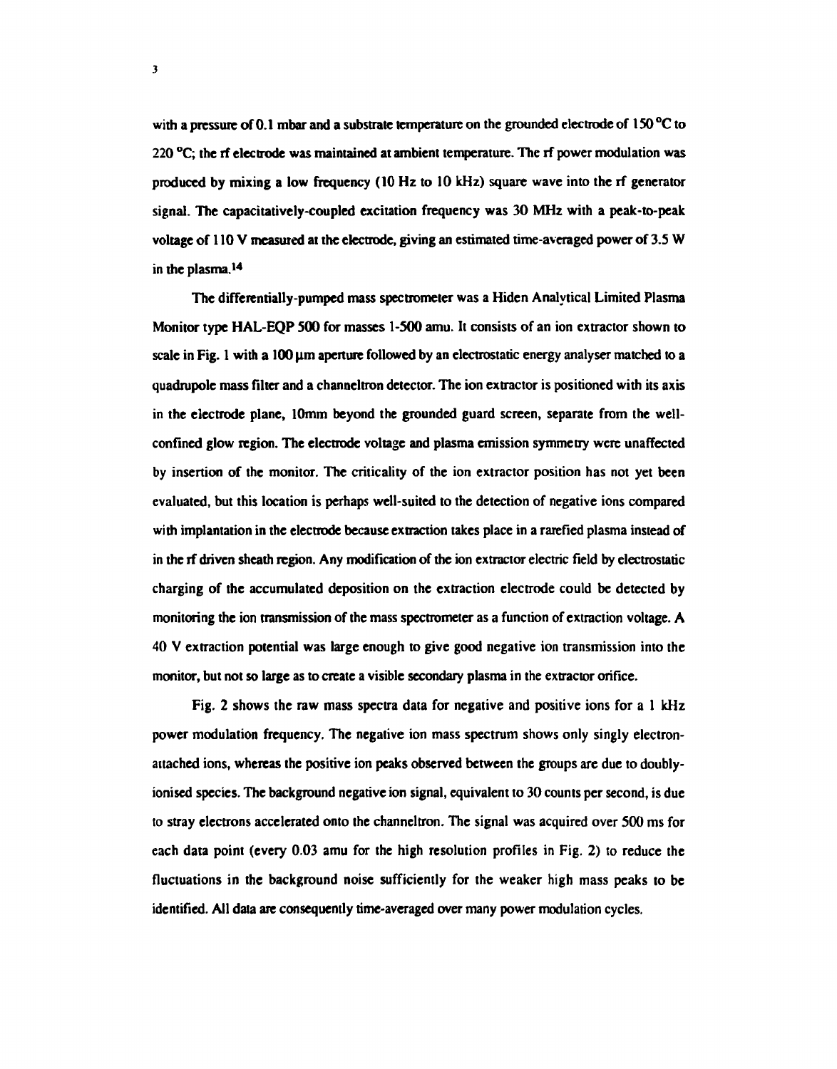with a pressure of 0.1 mbar and a substrate temperature on the grounded electrode of 150 °C to 220 °C; the rf electrode was maintained at ambient temperature. The rf power modulation was produced by mixing a low frequency (10 Hz to 10 kHz) square wave into the rf generator signal. The capacitatively-coupled excitation frequency was 30 MHz with a peak-to-peak voltage of 110 V measured at the electrode, giving an estimated time-averaged power of 3.5 W in the plasma.[14]

The differentially-pumped mass spectrometer was a Hiden Analytical Limited Plasma Monitor type HAL-EQP 500 for masses 1-500 amu. It consists of an ion extractor shown to scale in Fig. 1 with a 100 μm aperture followed by an electrostatic energy analyser matched to a quadrupole mass filter and a channeltron detector. The ion extractor is positioned with its axis in the electrode plane, 10mm beyond the grounded guard screen, separate from the well-confined glow region. The electrode voltage and plasma emission symmetry were unaffected by insertion of the monitor. The criticality of the ion extractor position has not yet been evaluated, but this location is perhaps well-suited to the detection of negative ions compared with implantation in the electrode because extraction takes place in a rarefied plasma instead of in the rf driven sheath region. Any modification of the ion extractor electric field by electrostatic charging of the accumulated deposition on the extraction electrode could be detected by monitoring the ion transmission of the mass spectrometer as a function of extraction voltage. A 40 V extraction potential was large enough to give good negative ion transmission into the monitor, but not so large as to create a visible secondary plasma in the extractor orifice.

Fig. 2 shows the raw mass spectra data for negative and positive ions for a 1 kHz power modulation frequency. The negative ion mass spectrum shows only singly electron-attached ions, whereas the positive ion peaks observed between the groups are due to doubly-ionised species. The background negative ion signal, equivalent to 30 counts per second, is due to stray electrons accelerated onto the channeltron. The signal was acquired over 500 ms for each data point (every 0.03 amu for the high resolution profiles in Fig. 2) to reduce the fluctuations in the background noise sufficiently for the weaker high mass peaks to be identified. All data are consequently time-averaged over many power modulation cycles.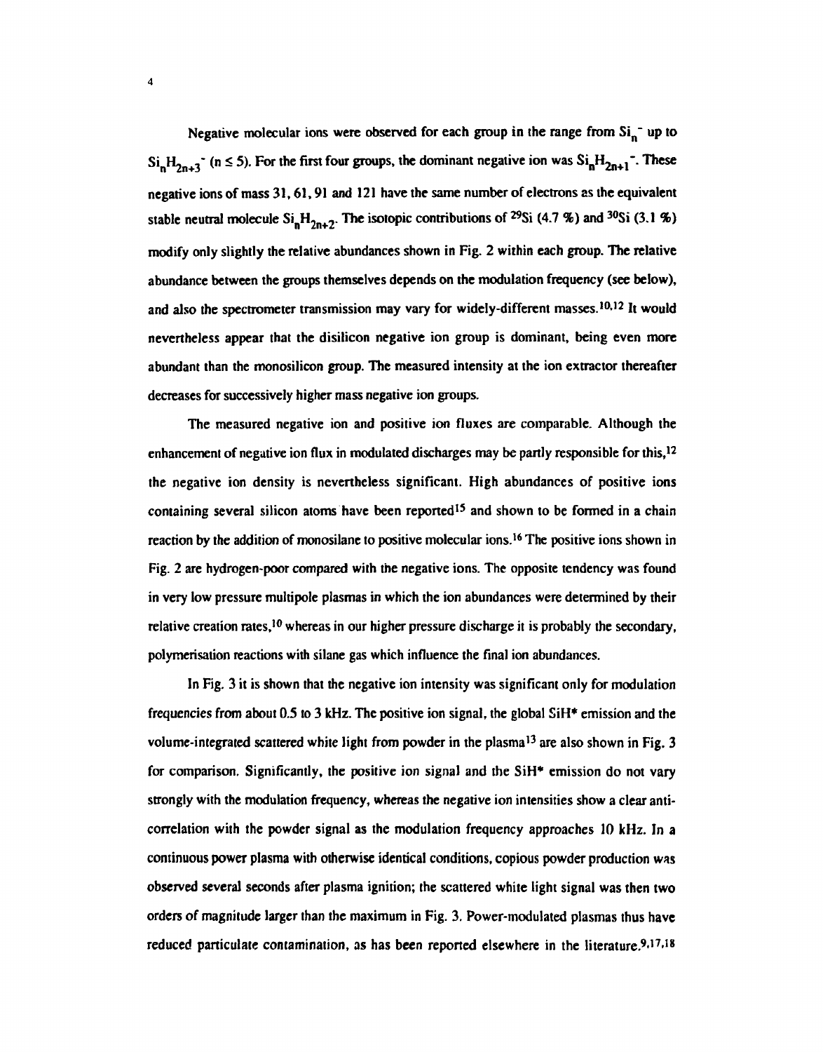Negative molecular ions were observed for each group in the range from $Si_n^-$ up to $Si_nH_{2n+3}^-$ ($n \leq 5$). For the first four groups, the dominant negative ion was $Si_nH_{2n+1}^-$. These negative ions of mass 31, 61, 91 and 121 have the same number of electrons as the equivalent stable neutral molecule $Si_nH_{2n+2}$. The isotopic contributions of $^{29}Si$ (4.7 %) and $^{30}Si$ (3.1 %) modify only slightly the relative abundances shown in Fig. 2 within each group. The relative abundance between the groups themselves depends on the modulation frequency (see below), and also the spectrometer transmission may vary for widely-different masses.[10,12] It would nevertheless appear that the disilicon negative ion group is dominant, being even more abundant than the monosilicon group. The measured intensity at the ion extractor thereafter decreases for successively higher mass negative ion groups.

The measured negative ion and positive ion fluxes are comparable. Although the enhancement of negative ion flux in modulated discharges may be partly responsible for this,[12] the negative ion density is nevertheless significant. High abundances of positive ions containing several silicon atoms have been reported[15] and shown to be formed in a chain reaction by the addition of monosilane to positive molecular ions.[16] The positive ions shown in Fig. 2 are hydrogen-poor compared with the negative ions. The opposite tendency was found in very low pressure multipole plasmas in which the ion abundances were determined by their relative creation rates,[10] whereas in our higher pressure discharge it is probably the secondary, polymerisation reactions with silane gas which influence the final ion abundances.

In Fig. 3 it is shown that the negative ion intensity was significant only for modulation frequencies from about 0.5 to 3 kHz. The positive ion signal, the global SiH* emission and the volume-integrated scattered white light from powder in the plasma[13] are also shown in Fig. 3 for comparison. Significantly, the positive ion signal and the SiH* emission do not vary strongly with the modulation frequency, whereas the negative ion intensities show a clear anti-correlation with the powder signal as the modulation frequency approaches 10 kHz. In a continuous power plasma with otherwise identical conditions, copious powder production was observed several seconds after plasma ignition; the scattered white light signal was then two orders of magnitude larger than the maximum in Fig. 3. Power-modulated plasmas thus have reduced particulate contamination, as has been reported elsewhere in the literature.[9,17,18]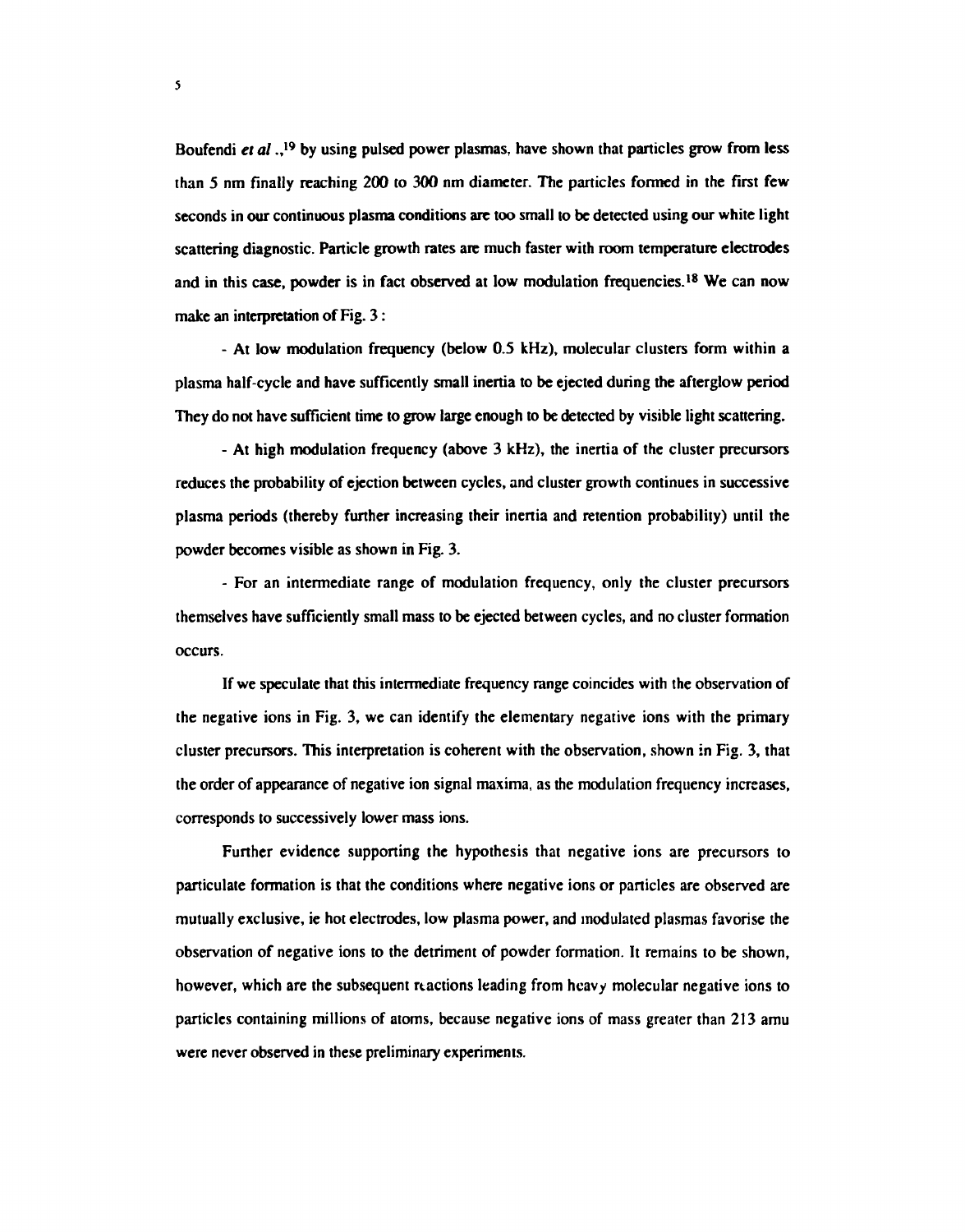Boufendi *et al.*,[19] by using pulsed power plasmas, have shown that particles grow from less than 5 nm finally reaching 200 to 300 nm diameter. The particles formed in the first few seconds in our continuous plasma conditions are too small to be detected using our white light scattering diagnostic. Particle growth rates are much faster with room temperature electrodes and in this case, powder is in fact observed at low modulation frequencies.[18] We can now make an interpretation of Fig. 3 :

- At low modulation frequency (below 0.5 kHz), molecular clusters form within a plasma half-cycle and have sufficently small inertia to be ejected during the afterglow period They do not have sufficient time to grow large enough to be detected by visible light scattering.

- At high modulation frequency (above 3 kHz), the inertia of the cluster precursors reduces the probability of ejection between cycles, and cluster growth continues in successive plasma periods (thereby further increasing their inertia and retention probability) until the powder becomes visible as shown in Fig. 3.

- For an intermediate range of modulation frequency, only the cluster precursors themselves have sufficiently small mass to be ejected between cycles, and no cluster formation occurs.

If we speculate that this intermediate frequency range coincides with the observation of the negative ions in Fig. 3, we can identify the elementary negative ions with the primary cluster precursors. This interpretation is coherent with the observation, shown in Fig. 3, that the order of appearance of negative ion signal maxima, as the modulation frequency increases, corresponds to successively lower mass ions.

Further evidence supporting the hypothesis that negative ions are precursors to particulate formation is that the conditions where negative ions or particles are observed are mutually exclusive, ie hot electrodes, low plasma power, and modulated plasmas favorise the observation of negative ions to the detriment of powder formation. It remains to be shown, however, which are the subsequent reactions leading from heavy molecular negative ions to particles containing millions of atoms, because negative ions of mass greater than 213 amu were never observed in these preliminary experiments.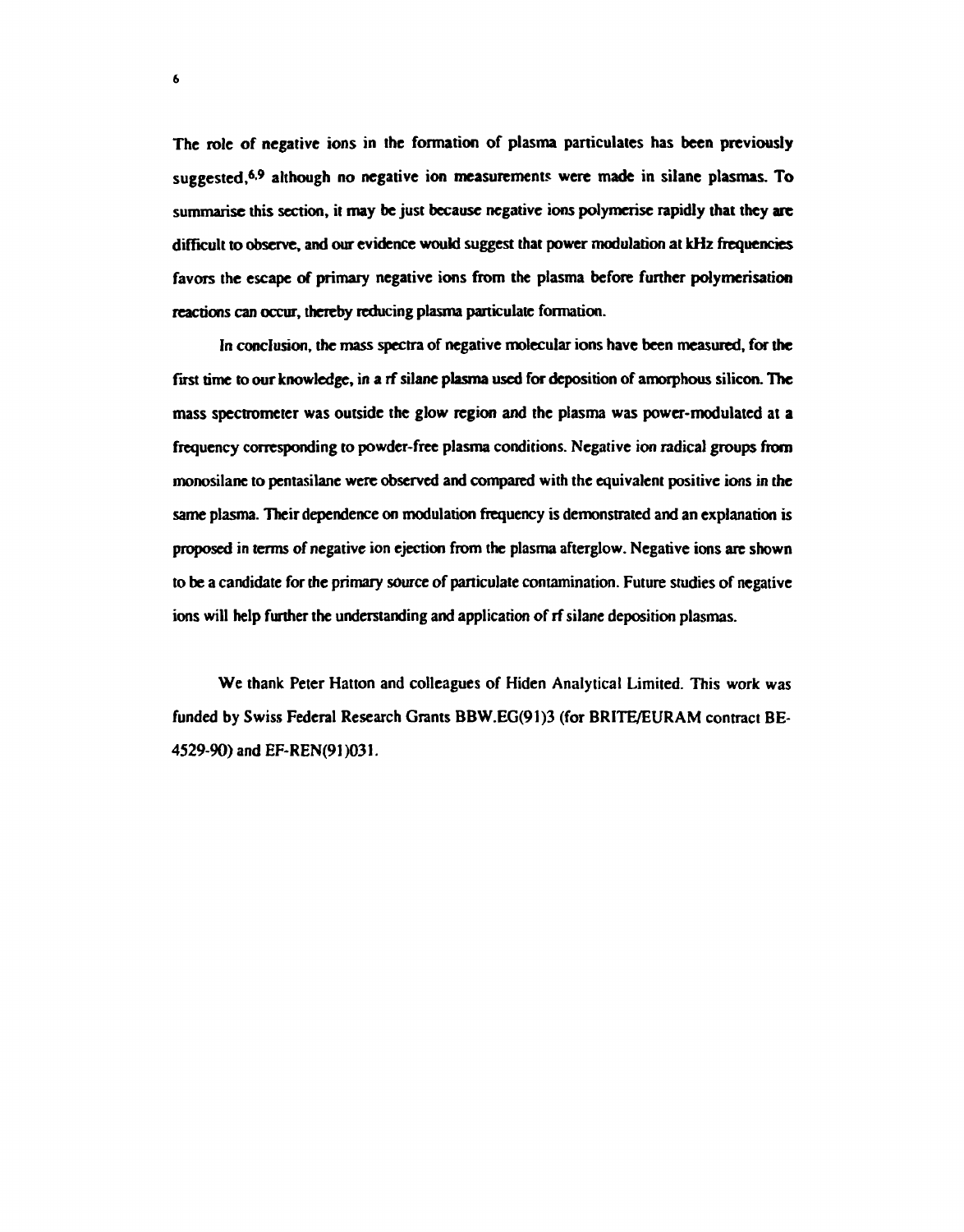The role of negative ions in the formation of plasma particulates has been previously suggested,[6,9] although no negative ion measurements were made in silane plasmas. To summarise this section, it may be just because negative ions polymerise rapidly that they are difficult to observe, and our evidence would suggest that power modulation at kHz frequencies favors the escape of primary negative ions from the plasma before further polymerisation reactions can occur, thereby reducing plasma particulate formation.

In conclusion, the mass spectra of negative molecular ions have been measured, for the first time to our knowledge, in a rf silane plasma used for deposition of amorphous silicon. The mass spectrometer was outside the glow region and the plasma was power-modulated at a frequency corresponding to powder-free plasma conditions. Negative ion radical groups from monosilane to pentasilane were observed and compared with the equivalent positive ions in the same plasma. Their dependence on modulation frequency is demonstrated and an explanation is proposed in terms of negative ion ejection from the plasma afterglow. Negative ions are shown to be a candidate for the primary source of particulate contamination. Future studies of negative ions will help further the understanding and application of rf silane deposition plasmas.

We thank Peter Hatton and colleagues of Hiden Analytical Limited. This work was funded by Swiss Federal Research Grants BBW.EG(91)3 (for BRITE/EURAM contract BE-4529-90) and EF-REN(91)031.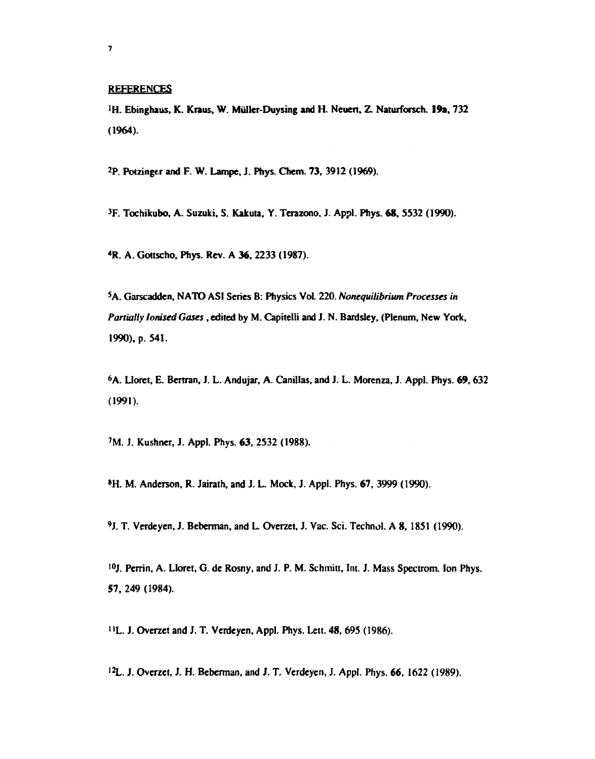## REFERENCES

[1]H. Ebinghaus, K. Kraus, W. Müller-Duysing and H. Neuert, Z. Naturforsch. **19a**, 732 (1964).

[2]P. Potzinger and F. W. Lampe, J. Phys. Chem. **73**, 3912 (1969).

[3]F. Tochikubo, A. Suzuki, S. Kakuta, Y. Terazono, J. Appl. Phys. **68**, 5532 (1990).

[4]R. A. Gottscho, Phys. Rev. A **36**, 2233 (1987).

[5]A. Garscadden, NATO ASI Series B: Physics Vol. 220. *Nonequilibrium Processes in Partially Ionised Gases* , edited by M. Capitelli and J. N. Bardsley, (Plenum, New York, 1990), p. 541.

[6]A. Lloret, E. Bertran, J. L. Andujar, A. Canillas, and J. L. Morenza, J. Appl. Phys. **69**, 632 (1991).

[7]M. J. Kushner, J. Appl. Phys. **63**, 2532 (1988).

[8]H. M. Anderson, R. Jairath, and J. L. Mock, J. Appl. Phys. **67**, 3999 (1990).

[9]J. T. Verdeyen, J. Beberman, and L. Overzet, J. Vac. Sci. Technol. A **8**, 1851 (1990).

[10]J. Perrin, A. Lloret, G. de Rosny, and J. P. M. Schmitt, Int. J. Mass Spectrom. Ion Phys. **57**, 249 (1984).

[11]L. J. Overzet and J. T. Verdeyen, Appl. Phys. Lett. **48**, 695 (1986).

[12]L. J. Overzet, J. H. Beberman, and J. T. Verdeyen, J. Appl. Phys. **66**, 1622 (1989).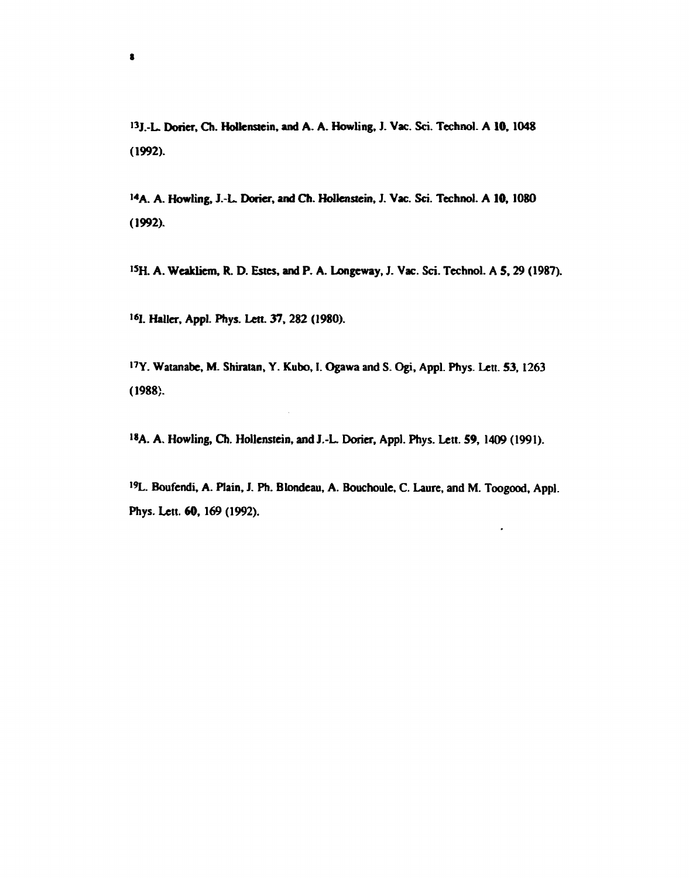[13]J.-L. Dorier, Ch. Hollenstein, and A. A. Howling, J. Vac. Sci. Technol. A **10**, 1048 (1992).

[14]A. A. Howling, J.-L. Dorier, and Ch. Hollenstein, J. Vac. Sci. Technol. A **10**, 1080 (1992).

[15]H. A. Weakliem, R. D. Estes, and P. A. Longeway, J. Vac. Sci. Technol. A **5**, 29 (1987).

[16]I. Haller, Appl. Phys. Lett. **37**, 282 (1980).

[17]Y. Watanabe, M. Shiratan, Y. Kubo, I. Ogawa and S. Ogi, Appl. Phys. Lett. **53**, 1263 (1988).

[18]A. A. Howling, Ch. Hollenstein, and J.-L. Dorier, Appl. Phys. Lett. **59**, 1409 (1991).

[19]L. Boufendi, A. Plain, J. Ph. Blondeau, A. Bouchoule, C. Laure, and M. Toogood, Appl. Phys. Lett. **60**, 169 (1992).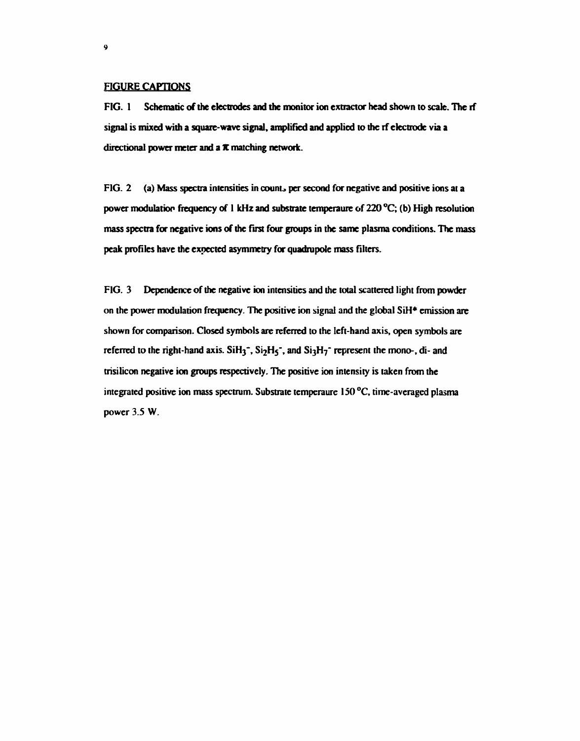## FIGURE CAPTIONS

FIG. 1 Schematic of the electrodes and the monitor ion extractor head shown to scale. The rf signal is mixed with a square-wave signal, amplified and applied to the rf electrode via a directional power meter and a $\pi$ matching network.

FIG. 2 (a) Mass spectra intensities in counts per second for negative and positive ions at a power modulation frequency of 1 kHz and substrate temperaure of 220 °C; (b) High resolution mass spectra for negative ions of the first four groups in the same plasma conditions. The mass peak profiles have the expected asymmetry for quadrupole mass filters.

FIG. 3 Dependence of the negative ion intensities and the total scattered light from powder on the power modulation frequency. The positive ion signal and the global $SiH^*$ emission are shown for comparison. Closed symbols are referred to the left-hand axis, open symbols are referred to the right-hand axis. $SiH_3^-$, $Si_2H_5^-$, and $Si_3H_7^-$ represent the mono-, di- and trisilicon negative ion groups respectively. The positive ion intensity is taken from the integrated positive ion mass spectrum. Substrate temperaure 150 °C, time-averaged plasma power 3.5 W.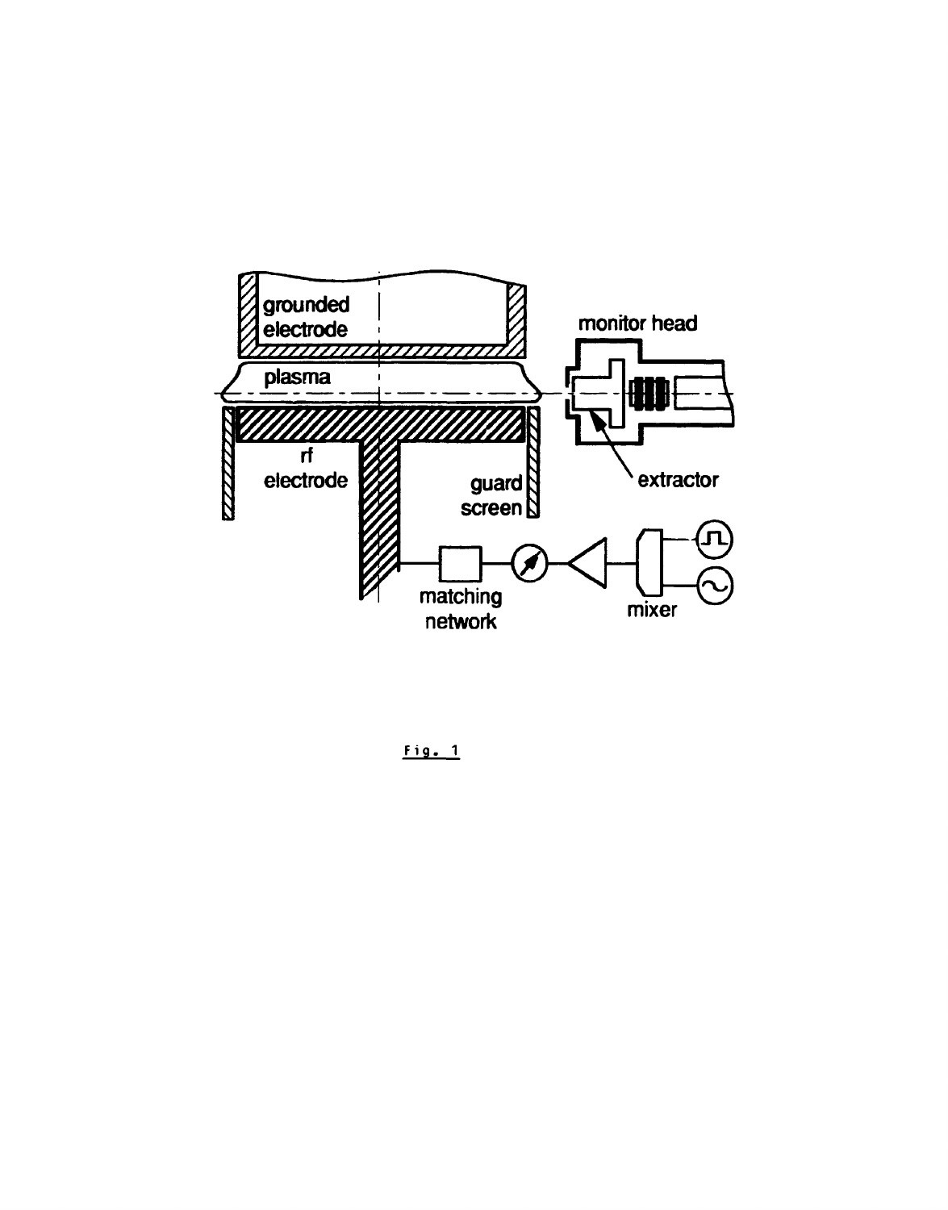Fig. 1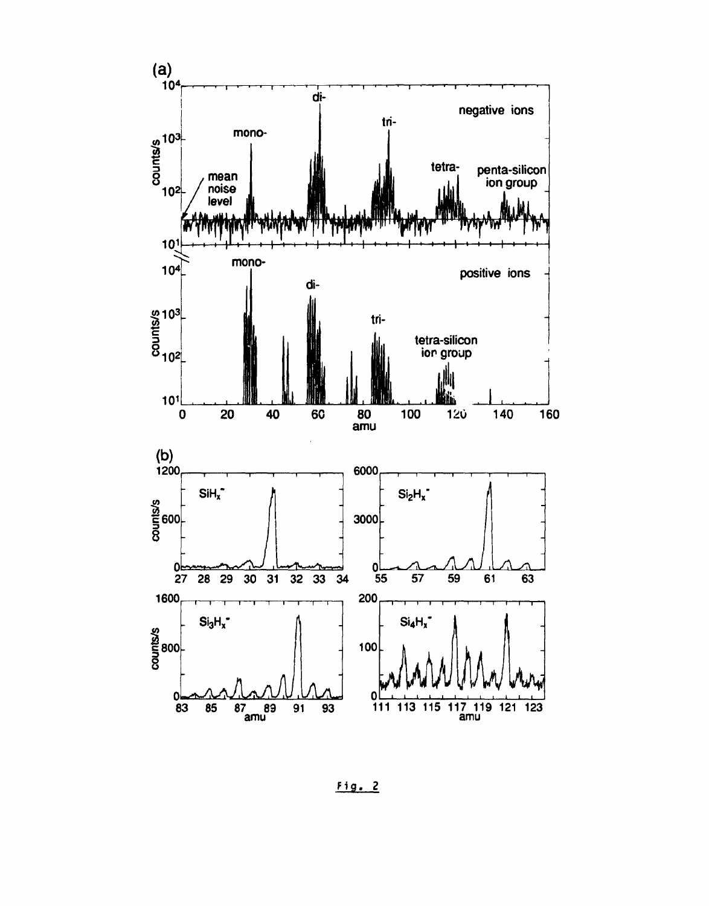Fig. 2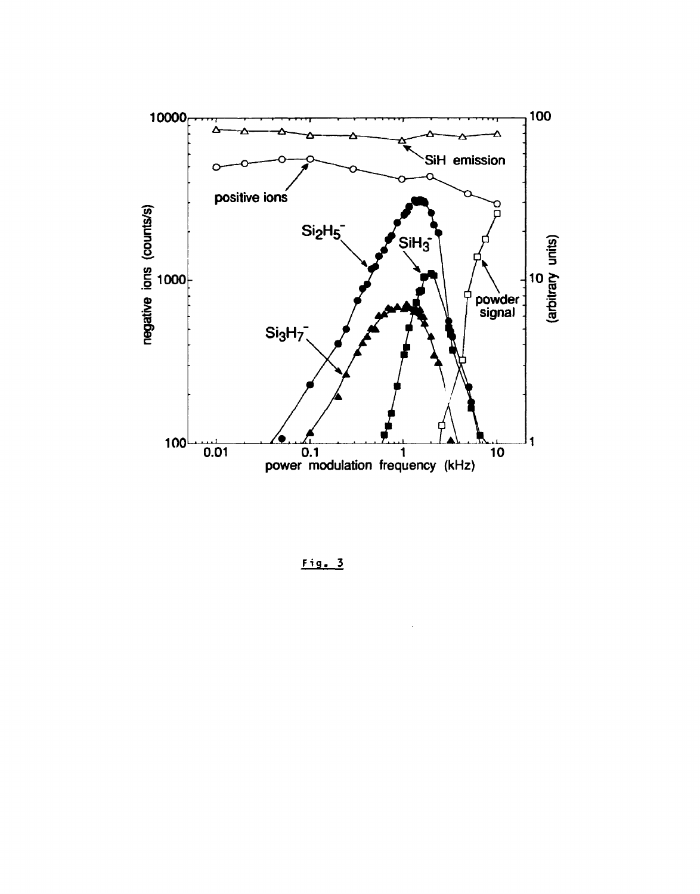10000

1000

100

negative ions (counts/s)

100

10

1

(arbitrary units)

0.01

0.1

1

10

power modulation frequency (kHz)

SiH emission

positive ions

$Si_2H_5^-$

$SiH_3^-$

$Si_3H_7^-$

powder signal

Fig. 3